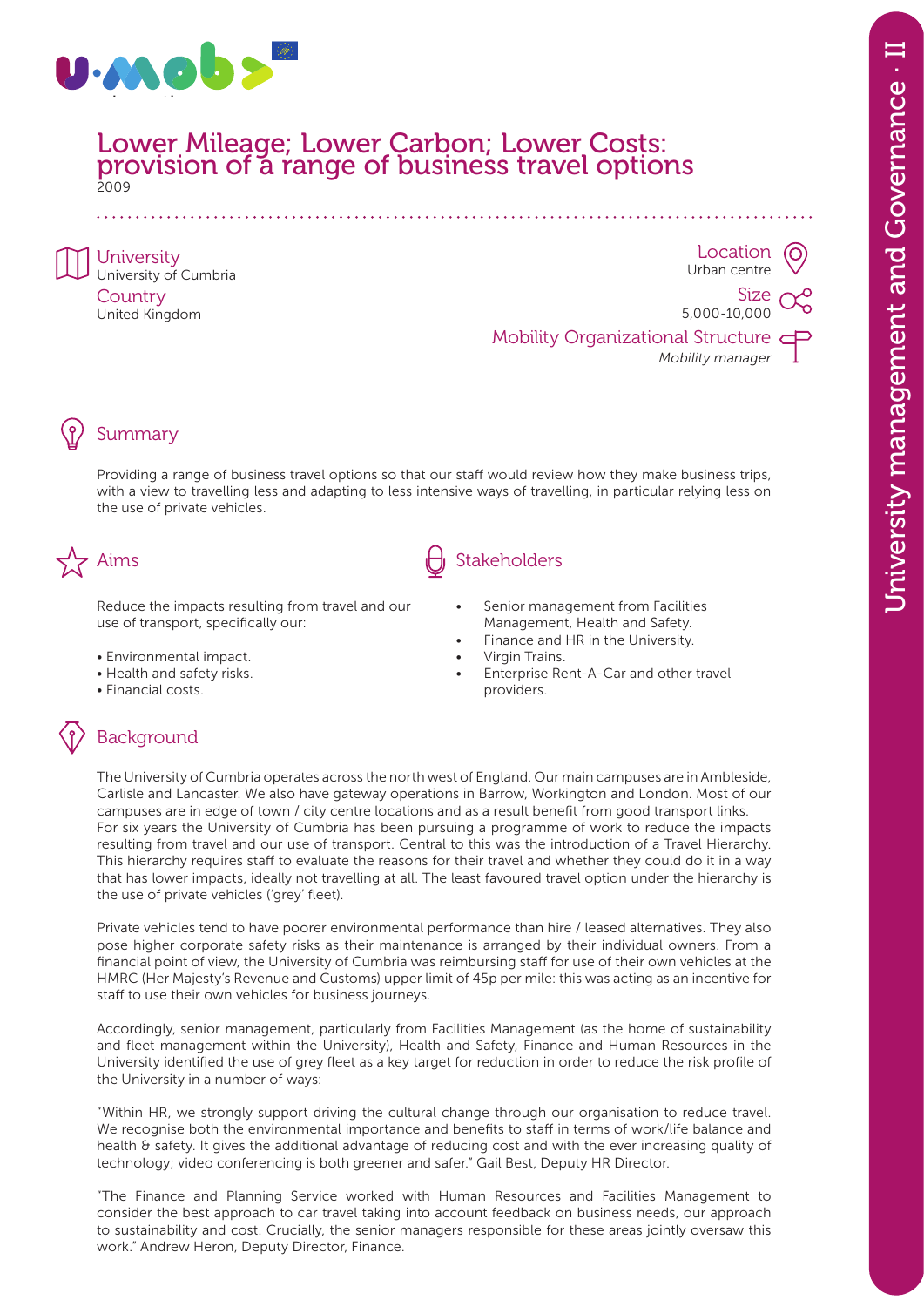# Lower Mileage; Lower Carbon; Lower Costs: provision of a range of business travel options

2009

**University**
University of Cumbria

**Country**
United Kingdom

**Location**
Urban centre

**Size**
5,000-10,000

**Mobility Organizational Structure**
*Mobility manager*

## Summary

Providing a range of business travel options so that our staff would review how they make business trips, with a view to travelling less and adapting to less intensive ways of travelling, in particular relying less on the use of private vehicles.

## Aims

Reduce the impacts resulting from travel and our use of transport, specifically our:

- Environmental impact.
- Health and safety risks.
- Financial costs.

## Stakeholders

- Senior management from Facilities Management, Health and Safety.
- Finance and HR in the University.
- Virgin Trains.
- Enterprise Rent-A-Car and other travel providers.

## Background

The University of Cumbria operates across the north west of England. Our main campuses are in Ambleside, Carlisle and Lancaster. We also have gateway operations in Barrow, Workington and London. Most of our campuses are in edge of town / city centre locations and as a result benefit from good transport links. For six years the University of Cumbria has been pursuing a programme of work to reduce the impacts resulting from travel and our use of transport. Central to this was the introduction of a Travel Hierarchy. This hierarchy requires staff to evaluate the reasons for their travel and whether they could do it in a way that has lower impacts, ideally not travelling at all. The least favoured travel option under the hierarchy is the use of private vehicles ('grey' fleet).

Private vehicles tend to have poorer environmental performance than hire / leased alternatives. They also pose higher corporate safety risks as their maintenance is arranged by their individual owners. From a financial point of view, the University of Cumbria was reimbursing staff for use of their own vehicles at the HMRC (Her Majesty's Revenue and Customs) upper limit of 45p per mile: this was acting as an incentive for staff to use their own vehicles for business journeys.

Accordingly, senior management, particularly from Facilities Management (as the home of sustainability and fleet management within the University), Health and Safety, Finance and Human Resources in the University identified the use of grey fleet as a key target for reduction in order to reduce the risk profile of the University in a number of ways:

"Within HR, we strongly support driving the cultural change through our organisation to reduce travel. We recognise both the environmental importance and benefits to staff in terms of work/life balance and health & safety. It gives the additional advantage of reducing cost and with the ever increasing quality of technology; video conferencing is both greener and safer." Gail Best, Deputy HR Director.

"The Finance and Planning Service worked with Human Resources and Facilities Management to consider the best approach to car travel taking into account feedback on business needs, our approach to sustainability and cost. Crucially, the senior managers responsible for these areas jointly oversaw this work." Andrew Heron, Deputy Director, Finance.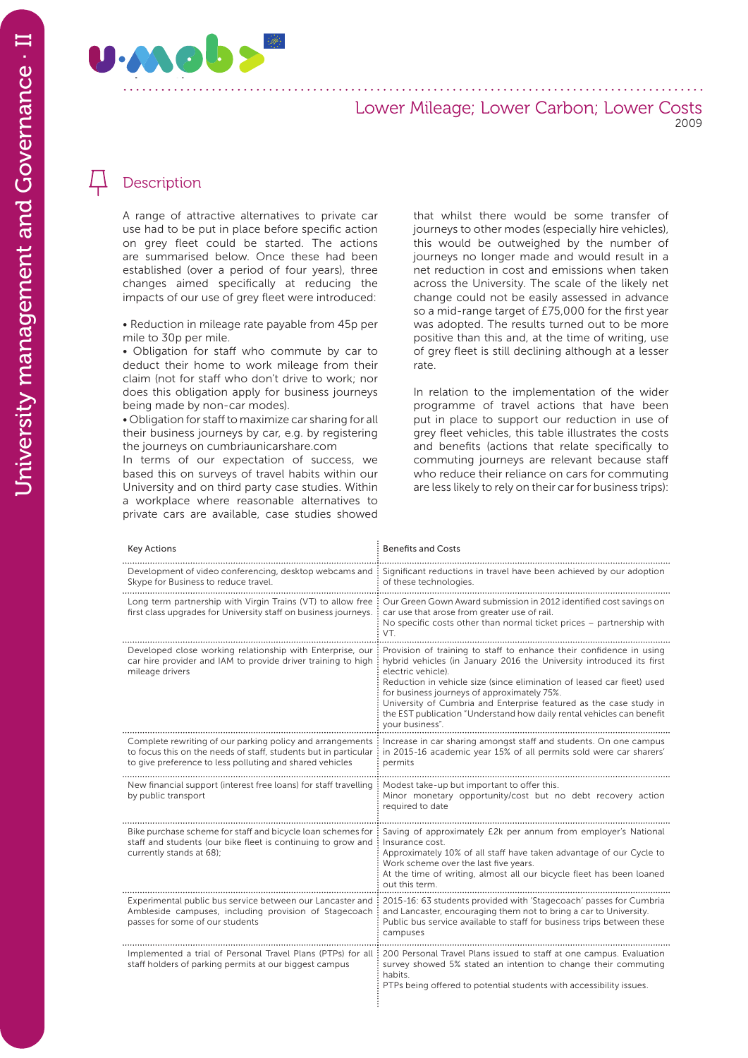Lower Mileage; Lower Carbon; Lower Costs
2009

## Description

A range of attractive alternatives to private car use had to be put in place before specific action on grey fleet could be started. The actions are summarised below. Once these had been established (over a period of four years), three changes aimed specifically at reducing the impacts of our use of grey fleet were introduced:

- Reduction in mileage rate payable from 45p per mile to 30p per mile.
- Obligation for staff who commute by car to deduct their home to work mileage from their claim (not for staff who don't drive to work; nor does this obligation apply for business journeys being made by non-car modes).
- Obligation for staff to maximize car sharing for all their business journeys by car, e.g. by registering the journeys on cumbriaunicarshare.com

In terms of our expectation of success, we based this on surveys of travel habits within our University and on third party case studies. Within a workplace where reasonable alternatives to private cars are available, case studies showed that whilst there would be some transfer of journeys to other modes (especially hire vehicles), this would be outweighed by the number of journeys no longer made and would result in a net reduction in cost and emissions when taken across the University. The scale of the likely net change could not be easily assessed in advance so a mid-range target of £75,000 for the first year was adopted. The results turned out to be more positive than this and, at the time of writing, use of grey fleet is still declining although at a lesser rate.

In relation to the implementation of the wider programme of travel actions that have been put in place to support our reduction in use of grey fleet vehicles, this table illustrates the costs and benefits (actions that relate specifically to commuting journeys are relevant because staff who reduce their reliance on cars for commuting are less likely to rely on their car for business trips):

| Key Actions | Benefits and Costs |
|---|---|
| Development of video conferencing, desktop webcams and Skype for Business to reduce travel. | Significant reductions in travel have been achieved by our adoption of these technologies. |
| Long term partnership with Virgin Trains (VT) to allow free first class upgrades for University staff on business journeys. | Our Green Gown Award submission in 2012 identified cost savings on car use that arose from greater use of rail.<br>No specific costs other than normal ticket prices – partnership with VT. |
| Developed close working relationship with Enterprise, our car hire provider and IAM to provide driver training to high mileage drivers | Provision of training to staff to enhance their confidence in using hybrid vehicles (in January 2016 the University introduced its first electric vehicle).<br>Reduction in vehicle size (since elimination of leased car fleet) used for business journeys of approximately 75%.<br>University of Cumbria and Enterprise featured as the case study in the EST publication "Understand how daily rental vehicles can benefit your business". |
| Complete rewriting of our parking policy and arrangements to focus this on the needs of staff, students but in particular to give preference to less polluting and shared vehicles | Increase in car sharing amongst staff and students. On one campus in 2015-16 academic year 15% of all permits sold were car sharers' permits |
| New financial support (interest free loans) for staff travelling by public transport | Modest take-up but important to offer this.<br>Minor monetary opportunity/cost but no debt recovery action required to date |
| Bike purchase scheme for staff and bicycle loan schemes for staff and students (our bike fleet is continuing to grow and currently stands at 68); | Saving of approximately £2k per annum from employer's National Insurance cost.<br>Approximately 10% of all staff have taken advantage of our Cycle to Work scheme over the last five years.<br>At the time of writing, almost all our bicycle fleet has been loaned out this term. |
| Experimental public bus service between our Lancaster and Ambleside campuses, including provision of Stagecoach passes for some of our students | 2015-16: 63 students provided with 'Stagecoach' passes for Cumbria and Lancaster, encouraging them not to bring a car to University.<br>Public bus service available to staff for business trips between these campuses |
| Implemented a trial of Personal Travel Plans (PTPs) for all staff holders of parking permits at our biggest campus | 200 Personal Travel Plans issued to staff at one campus. Evaluation survey showed 5% stated an intention to change their commuting habits.<br>PTPs being offered to potential students with accessibility issues. |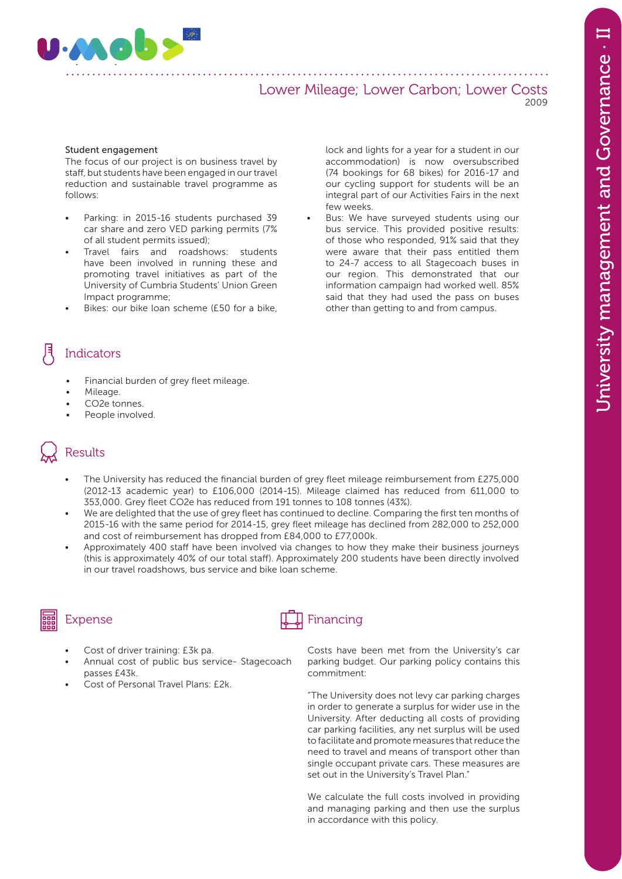# Lower Mileage; Lower Carbon; Lower Costs

2009

**Student engagement**

The focus of our project is on business travel by staff, but students have been engaged in our travel reduction and sustainable travel programme as follows:

- Parking: in 2015-16 students purchased 39 car share and zero VED parking permits (7% of all student permits issued);
- Travel fairs and roadshows: students have been involved in running these and promoting travel initiatives as part of the University of Cumbria Students' Union Green Impact programme;
- Bikes: our bike loan scheme (£50 for a bike, lock and lights for a year for a student in our accommodation) is now oversubscribed (74 bookings for 68 bikes) for 2016-17 and our cycling support for students will be an integral part of our Activities Fairs in the next few weeks.
- Bus: We have surveyed students using our bus service. This provided positive results: of those who responded, 91% said that they were aware that their pass entitled them to 24-7 access to all Stagecoach buses in our region. This demonstrated that our information campaign had worked well. 85% said that they had used the pass on buses other than getting to and from campus.

## Indicators

- Financial burden of grey fleet mileage.
- Mileage.
- CO2e tonnes.
- People involved.

## Results

- The University has reduced the financial burden of grey fleet mileage reimbursement from £275,000 (2012-13 academic year) to £106,000 (2014-15). Mileage claimed has reduced from 611,000 to 353,000. Grey fleet CO2e has reduced from 191 tonnes to 108 tonnes (43%).
- We are delighted that the use of grey fleet has continued to decline. Comparing the first ten months of 2015-16 with the same period for 2014-15, grey fleet mileage has declined from 282,000 to 252,000 and cost of reimbursement has dropped from £84,000 to £77,000k.
- Approximately 400 staff have been involved via changes to how they make their business journeys (this is approximately 40% of our total staff). Approximately 200 students have been directly involved in our travel roadshows, bus service and bike loan scheme.

## Expense

- Cost of driver training: £3k pa.
- Annual cost of public bus service- Stagecoach passes £43k.
- Cost of Personal Travel Plans: £2k.

## Financing

Costs have been met from the University's car parking budget. Our parking policy contains this commitment:

"The University does not levy car parking charges in order to generate a surplus for wider use in the University. After deducting all costs of providing car parking facilities, any net surplus will be used to facilitate and promote measures that reduce the need to travel and means of transport other than single occupant private cars. These measures are set out in the University's Travel Plan."

We calculate the full costs involved in providing and managing parking and then use the surplus in accordance with this policy.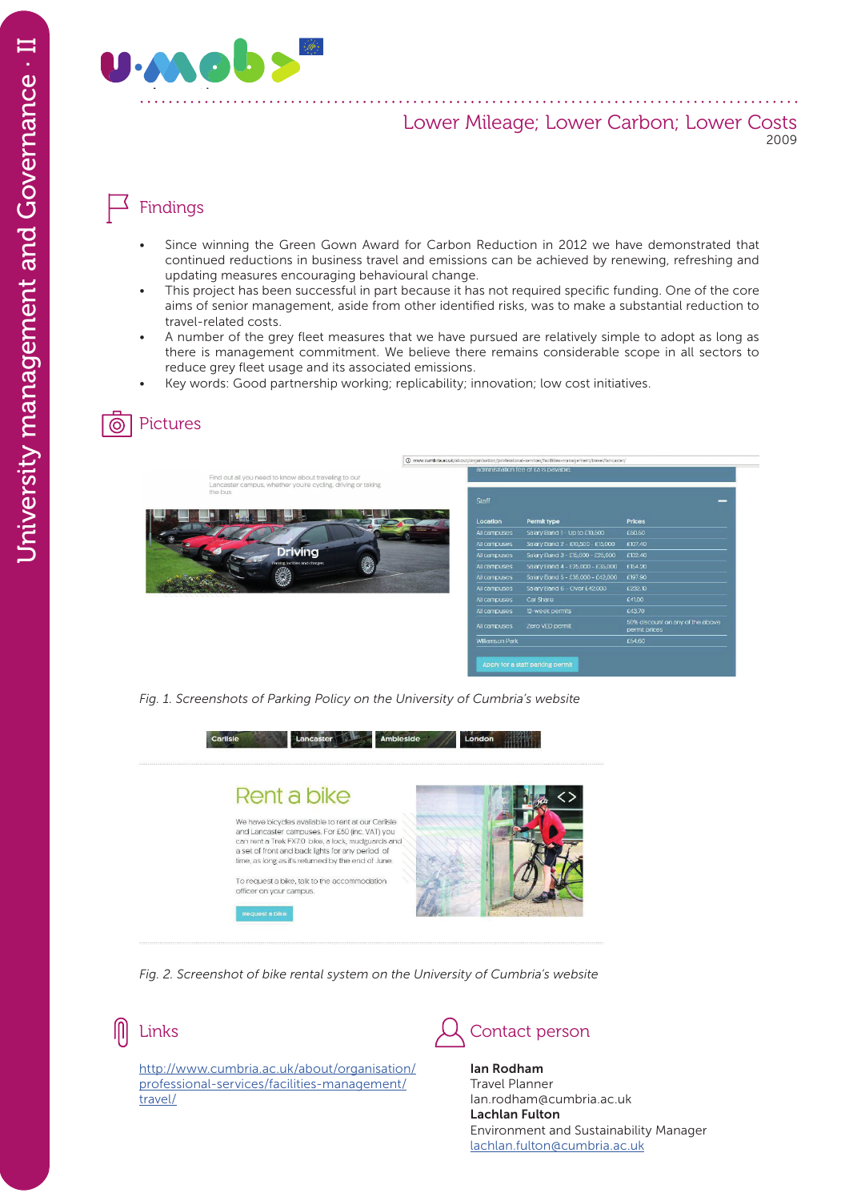Lower Mileage; Lower Carbon; Lower Costs
2009

## Findings

- Since winning the Green Gown Award for Carbon Reduction in 2012 we have demonstrated that continued reductions in business travel and emissions can be achieved by renewing, refreshing and updating measures encouraging behavioural change.
- This project has been successful in part because it has not required specific funding. One of the core aims of senior management, aside from other identified risks, was to make a substantial reduction to travel-related costs.
- A number of the grey fleet measures that we have pursued are relatively simple to adopt as long as there is management commitment. We believe there remains considerable scope in all sectors to reduce grey fleet usage and its associated emissions.
- Key words: Good partnership working; replicability; innovation; low cost initiatives.

## Pictures

*Fig. 1. Screenshots of Parking Policy on the University of Cumbria's website*

*Fig. 2. Screenshot of bike rental system on the University of Cumbria's website*

## Links

http://www.cumbria.ac.uk/about/organisation/professional-services/facilities-management/travel/

## Contact person

**Ian Rodham**
Travel Planner
Ian.rodham@cumbria.ac.uk
**Lachlan Fulton**
Environment and Sustainability Manager
lachlan.fulton@cumbria.ac.uk